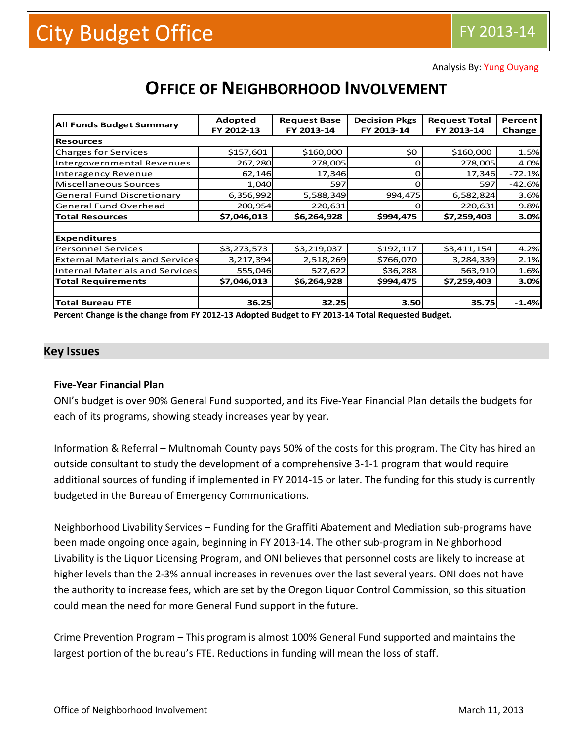City Budget Office — FY 2013-14

Analysis By: Yung Ouyang

# OFFICE OF NEIGHBORHOOD INVOLVEMENT

| All Funds Budget Summary | Adopted FY 2012-13 | Request Base FY 2013-14 | Decision Pkgs FY 2013-14 | Request Total FY 2013-14 | Percent Change |
|---|---|---|---|---|---|
| **Resources** | | | | | |
| Charges for Services | $157,601 | $160,000 | $0 | $160,000 | 1.5% |
| Intergovernmental Revenues | 267,280 | 278,005 | 0 | 278,005 | 4.0% |
| Interagency Revenue | 62,146 | 17,346 | 0 | 17,346 | -72.1% |
| Miscellaneous Sources | 1,040 | 597 | 0 | 597 | -42.6% |
| General Fund Discretionary | 6,356,992 | 5,588,349 | 994,475 | 6,582,824 | 3.6% |
| General Fund Overhead | 200,954 | 220,631 | 0 | 220,631 | 9.8% |
| **Total Resources** | **$7,046,013** | **$6,264,928** | **$994,475** | **$7,259,403** | **3.0%** |
| | | | | | |
| **Expenditures** | | | | | |
| Personnel Services | $3,273,573 | $3,219,037 | $192,117 | $3,411,154 | 4.2% |
| External Materials and Services | 3,217,394 | 2,518,269 | $766,070 | 3,284,339 | 2.1% |
| Internal Materials and Services | 555,046 | 527,622 | $36,288 | 563,910 | 1.6% |
| **Total Requirements** | **$7,046,013** | **$6,264,928** | **$994,475** | **$7,259,403** | **3.0%** |
| | | | | | |
| **Total Bureau FTE** | **36.25** | **32.25** | **3.50** | **35.75** | **-1.4%** |

**Percent Change is the change from FY 2012-13 Adopted Budget to FY 2013-14 Total Requested Budget.**

## Key Issues

### Five-Year Financial Plan

ONI's budget is over 90% General Fund supported, and its Five-Year Financial Plan details the budgets for each of its programs, showing steady increases year by year.

Information & Referral – Multnomah County pays 50% of the costs for this program. The City has hired an outside consultant to study the development of a comprehensive 3-1-1 program that would require additional sources of funding if implemented in FY 2014-15 or later. The funding for this study is currently budgeted in the Bureau of Emergency Communications.

Neighborhood Livability Services – Funding for the Graffiti Abatement and Mediation sub-programs have been made ongoing once again, beginning in FY 2013-14. The other sub-program in Neighborhood Livability is the Liquor Licensing Program, and ONI believes that personnel costs are likely to increase at higher levels than the 2-3% annual increases in revenues over the last several years. ONI does not have the authority to increase fees, which are set by the Oregon Liquor Control Commission, so this situation could mean the need for more General Fund support in the future.

Crime Prevention Program – This program is almost 100% General Fund supported and maintains the largest portion of the bureau's FTE. Reductions in funding will mean the loss of staff.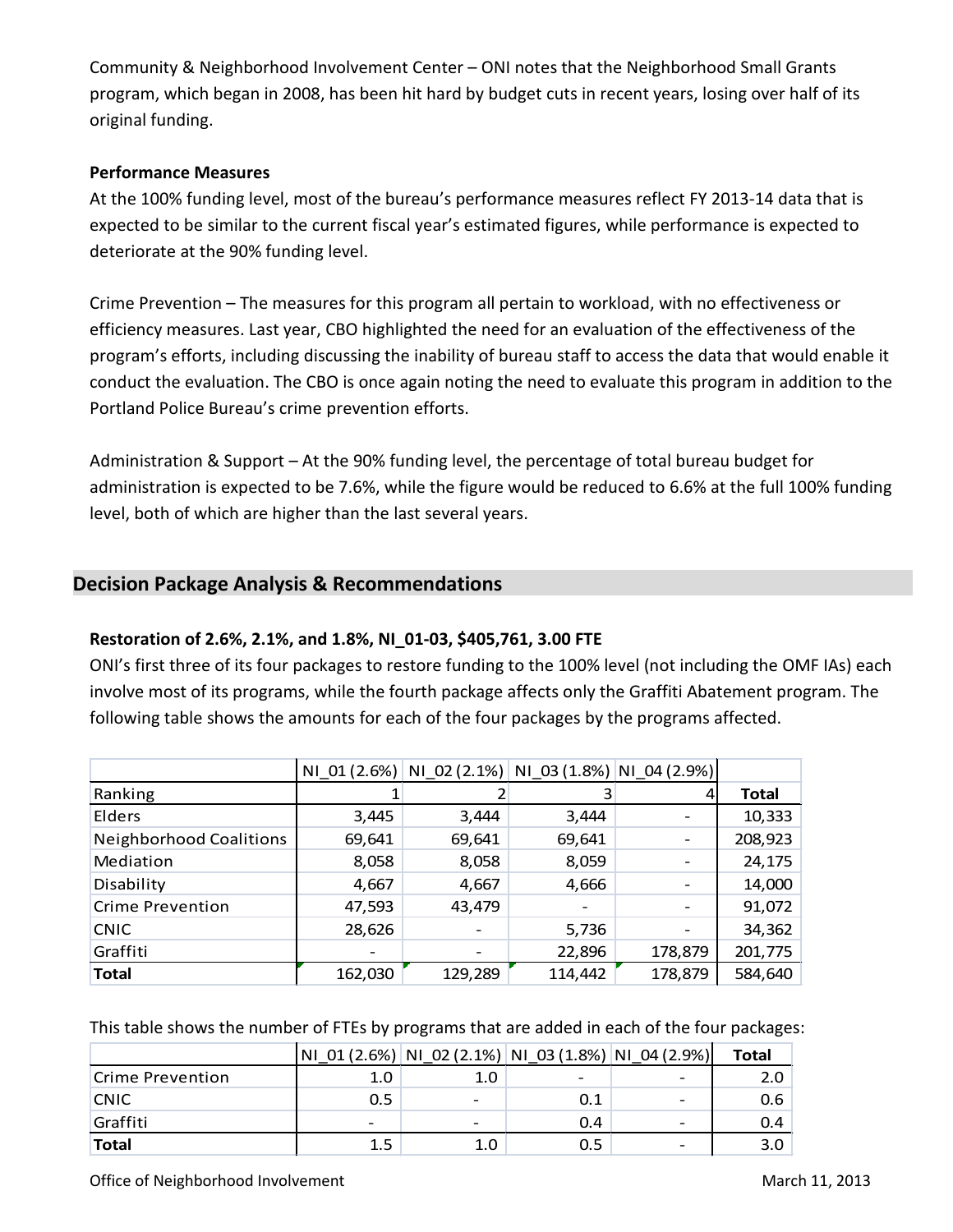Community & Neighborhood Involvement Center – ONI notes that the Neighborhood Small Grants program, which began in 2008, has been hit hard by budget cuts in recent years, losing over half of its original funding.

**Performance Measures**

At the 100% funding level, most of the bureau's performance measures reflect FY 2013-14 data that is expected to be similar to the current fiscal year's estimated figures, while performance is expected to deteriorate at the 90% funding level.

Crime Prevention – The measures for this program all pertain to workload, with no effectiveness or efficiency measures. Last year, CBO highlighted the need for an evaluation of the effectiveness of the program's efforts, including discussing the inability of bureau staff to access the data that would enable it conduct the evaluation. The CBO is once again noting the need to evaluate this program in addition to the Portland Police Bureau's crime prevention efforts.

Administration & Support – At the 90% funding level, the percentage of total bureau budget for administration is expected to be 7.6%, while the figure would be reduced to 6.6% at the full 100% funding level, both of which are higher than the last several years.

## Decision Package Analysis & Recommendations

**Restoration of 2.6%, 2.1%, and 1.8%, NI_01-03, $405,761, 3.00 FTE**

ONI's first three of its four packages to restore funding to the 100% level (not including the OMF IAs) each involve most of its programs, while the fourth package affects only the Graffiti Abatement program. The following table shows the amounts for each of the four packages by the programs affected.

| | NI_01 (2.6%) | NI_02 (2.1%) | NI_03 (1.8%) | NI_04 (2.9%) | |
|---|---|---|---|---|---|
| Ranking | 1 | 2 | 3 | 4 | **Total** |
| Elders | 3,445 | 3,444 | 3,444 | - | 10,333 |
| Neighborhood Coalitions | 69,641 | 69,641 | 69,641 | - | 208,923 |
| Mediation | 8,058 | 8,058 | 8,059 | - | 24,175 |
| Disability | 4,667 | 4,667 | 4,666 | - | 14,000 |
| Crime Prevention | 47,593 | 43,479 | - | - | 91,072 |
| CNIC | 28,626 | - | 5,736 | - | 34,362 |
| Graffiti | - | - | 22,896 | 178,879 | 201,775 |
| **Total** | 162,030 | 129,289 | 114,442 | 178,879 | 584,640 |

This table shows the number of FTEs by programs that are added in each of the four packages:

| | NI_01 (2.6%) | NI_02 (2.1%) | NI_03 (1.8%) | NI_04 (2.9%) | **Total** |
|---|---|---|---|---|---|
| Crime Prevention | 1.0 | 1.0 | - | - | 2.0 |
| CNIC | 0.5 | - | 0.1 | - | 0.6 |
| Graffiti | - | - | 0.4 | - | 0.4 |
| **Total** | 1.5 | 1.0 | 0.5 | - | 3.0 |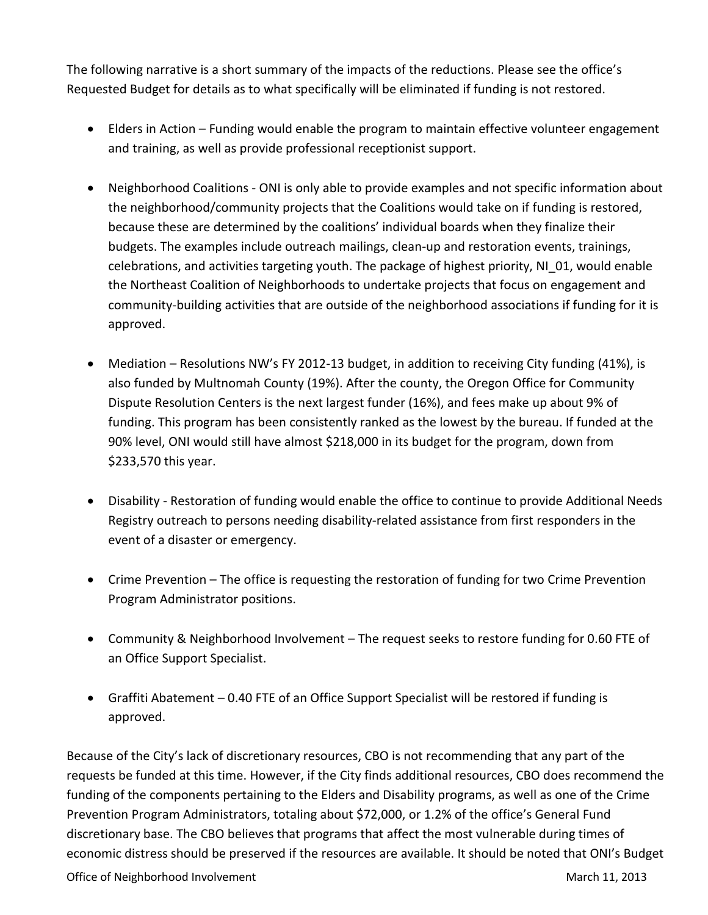The following narrative is a short summary of the impacts of the reductions. Please see the office's Requested Budget for details as to what specifically will be eliminated if funding is not restored.

- Elders in Action – Funding would enable the program to maintain effective volunteer engagement and training, as well as provide professional receptionist support.
- Neighborhood Coalitions - ONI is only able to provide examples and not specific information about the neighborhood/community projects that the Coalitions would take on if funding is restored, because these are determined by the coalitions' individual boards when they finalize their budgets. The examples include outreach mailings, clean-up and restoration events, trainings, celebrations, and activities targeting youth. The package of highest priority, NI_01, would enable the Northeast Coalition of Neighborhoods to undertake projects that focus on engagement and community-building activities that are outside of the neighborhood associations if funding for it is approved.
- Mediation – Resolutions NW's FY 2012-13 budget, in addition to receiving City funding (41%), is also funded by Multnomah County (19%). After the county, the Oregon Office for Community Dispute Resolution Centers is the next largest funder (16%), and fees make up about 9% of funding. This program has been consistently ranked as the lowest by the bureau. If funded at the 90% level, ONI would still have almost $218,000 in its budget for the program, down from $233,570 this year.
- Disability - Restoration of funding would enable the office to continue to provide Additional Needs Registry outreach to persons needing disability-related assistance from first responders in the event of a disaster or emergency.
- Crime Prevention – The office is requesting the restoration of funding for two Crime Prevention Program Administrator positions.
- Community & Neighborhood Involvement – The request seeks to restore funding for 0.60 FTE of an Office Support Specialist.
- Graffiti Abatement – 0.40 FTE of an Office Support Specialist will be restored if funding is approved.

Because of the City's lack of discretionary resources, CBO is not recommending that any part of the requests be funded at this time. However, if the City finds additional resources, CBO does recommend the funding of the components pertaining to the Elders and Disability programs, as well as one of the Crime Prevention Program Administrators, totaling about $72,000, or 1.2% of the office's General Fund discretionary base. The CBO believes that programs that affect the most vulnerable during times of economic distress should be preserved if the resources are available. It should be noted that ONI's Budget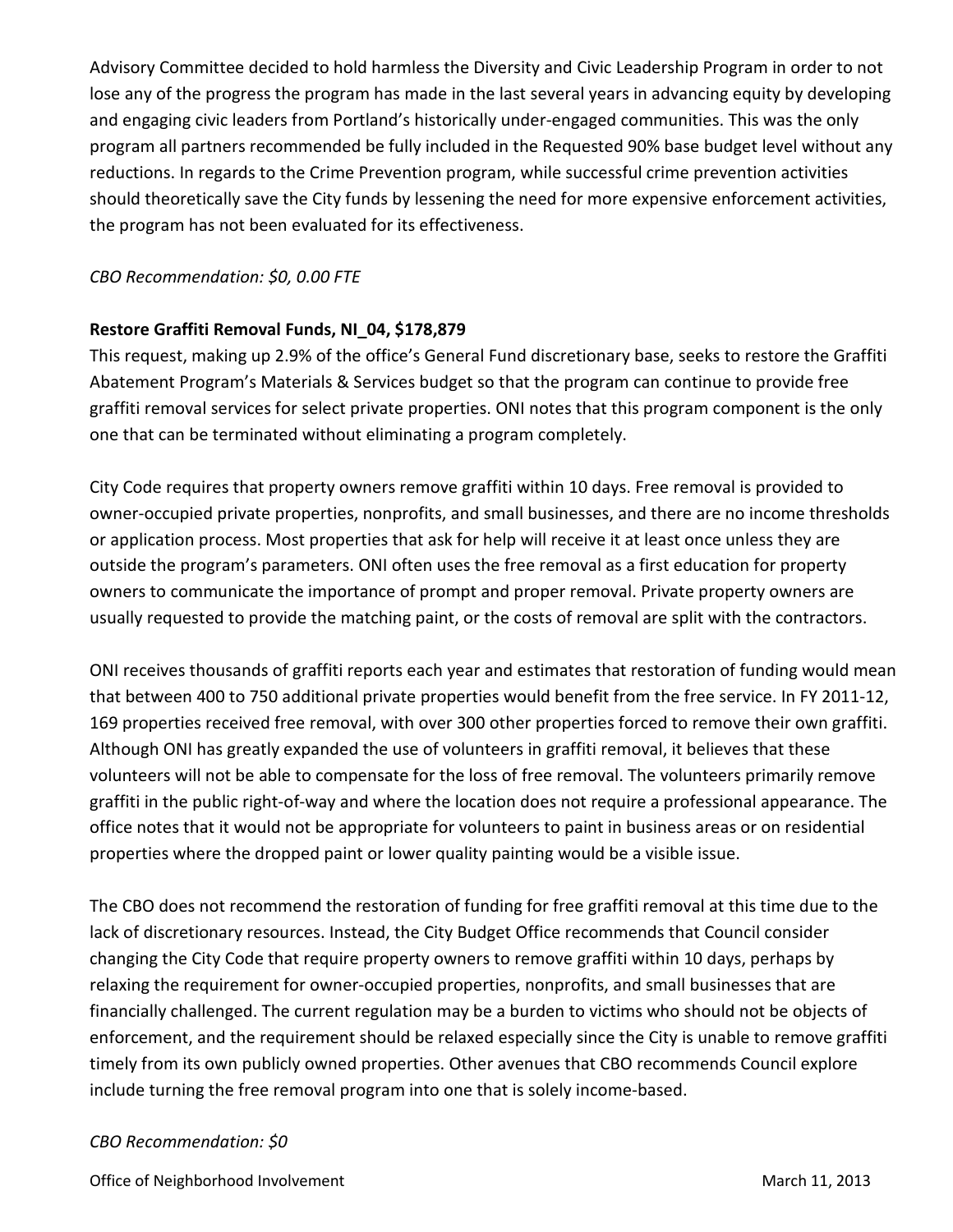Advisory Committee decided to hold harmless the Diversity and Civic Leadership Program in order to not lose any of the progress the program has made in the last several years in advancing equity by developing and engaging civic leaders from Portland's historically under-engaged communities. This was the only program all partners recommended be fully included in the Requested 90% base budget level without any reductions. In regards to the Crime Prevention program, while successful crime prevention activities should theoretically save the City funds by lessening the need for more expensive enforcement activities, the program has not been evaluated for its effectiveness.

*CBO Recommendation: $0, 0.00 FTE*

**Restore Graffiti Removal Funds, NI_04, $178,879**

This request, making up 2.9% of the office's General Fund discretionary base, seeks to restore the Graffiti Abatement Program's Materials & Services budget so that the program can continue to provide free graffiti removal services for select private properties. ONI notes that this program component is the only one that can be terminated without eliminating a program completely.

City Code requires that property owners remove graffiti within 10 days. Free removal is provided to owner-occupied private properties, nonprofits, and small businesses, and there are no income thresholds or application process. Most properties that ask for help will receive it at least once unless they are outside the program's parameters. ONI often uses the free removal as a first education for property owners to communicate the importance of prompt and proper removal. Private property owners are usually requested to provide the matching paint, or the costs of removal are split with the contractors.

ONI receives thousands of graffiti reports each year and estimates that restoration of funding would mean that between 400 to 750 additional private properties would benefit from the free service. In FY 2011-12, 169 properties received free removal, with over 300 other properties forced to remove their own graffiti. Although ONI has greatly expanded the use of volunteers in graffiti removal, it believes that these volunteers will not be able to compensate for the loss of free removal. The volunteers primarily remove graffiti in the public right-of-way and where the location does not require a professional appearance. The office notes that it would not be appropriate for volunteers to paint in business areas or on residential properties where the dropped paint or lower quality painting would be a visible issue.

The CBO does not recommend the restoration of funding for free graffiti removal at this time due to the lack of discretionary resources. Instead, the City Budget Office recommends that Council consider changing the City Code that require property owners to remove graffiti within 10 days, perhaps by relaxing the requirement for owner-occupied properties, nonprofits, and small businesses that are financially challenged. The current regulation may be a burden to victims who should not be objects of enforcement, and the requirement should be relaxed especially since the City is unable to remove graffiti timely from its own publicly owned properties. Other avenues that CBO recommends Council explore include turning the free removal program into one that is solely income-based.

*CBO Recommendation: $0*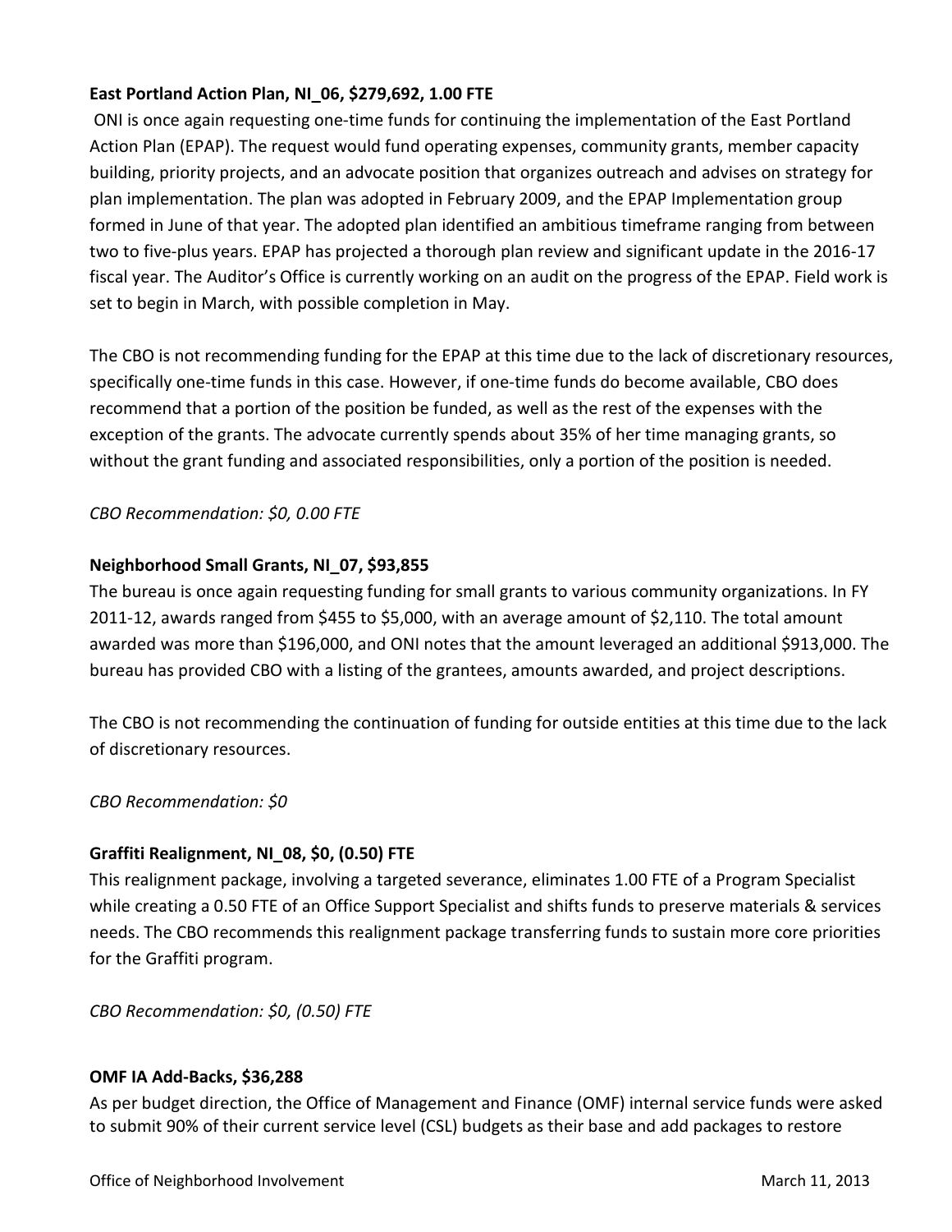**East Portland Action Plan, NI_06, $279,692, 1.00 FTE**

ONI is once again requesting one-time funds for continuing the implementation of the East Portland Action Plan (EPAP). The request would fund operating expenses, community grants, member capacity building, priority projects, and an advocate position that organizes outreach and advises on strategy for plan implementation. The plan was adopted in February 2009, and the EPAP Implementation group formed in June of that year. The adopted plan identified an ambitious timeframe ranging from between two to five-plus years. EPAP has projected a thorough plan review and significant update in the 2016-17 fiscal year. The Auditor's Office is currently working on an audit on the progress of the EPAP. Field work is set to begin in March, with possible completion in May.

The CBO is not recommending funding for the EPAP at this time due to the lack of discretionary resources, specifically one-time funds in this case. However, if one-time funds do become available, CBO does recommend that a portion of the position be funded, as well as the rest of the expenses with the exception of the grants. The advocate currently spends about 35% of her time managing grants, so without the grant funding and associated responsibilities, only a portion of the position is needed.

*CBO Recommendation: $0, 0.00 FTE*

**Neighborhood Small Grants, NI_07, $93,855**

The bureau is once again requesting funding for small grants to various community organizations. In FY 2011-12, awards ranged from $455 to $5,000, with an average amount of $2,110. The total amount awarded was more than $196,000, and ONI notes that the amount leveraged an additional $913,000. The bureau has provided CBO with a listing of the grantees, amounts awarded, and project descriptions.

The CBO is not recommending the continuation of funding for outside entities at this time due to the lack of discretionary resources.

*CBO Recommendation: $0*

**Graffiti Realignment, NI_08, $0, (0.50) FTE**

This realignment package, involving a targeted severance, eliminates 1.00 FTE of a Program Specialist while creating a 0.50 FTE of an Office Support Specialist and shifts funds to preserve materials & services needs. The CBO recommends this realignment package transferring funds to sustain more core priorities for the Graffiti program.

*CBO Recommendation: $0, (0.50) FTE*

**OMF IA Add-Backs, $36,288**

As per budget direction, the Office of Management and Finance (OMF) internal service funds were asked to submit 90% of their current service level (CSL) budgets as their base and add packages to restore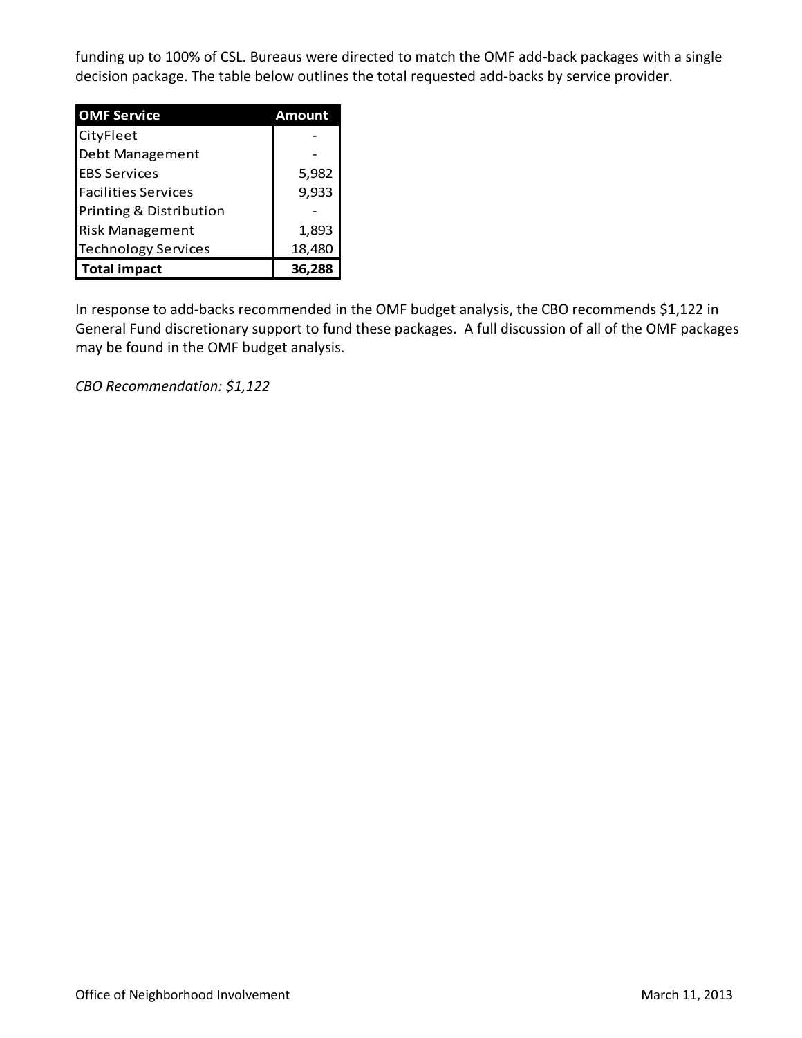funding up to 100% of CSL. Bureaus were directed to match the OMF add-back packages with a single decision package. The table below outlines the total requested add-backs by service provider.

| OMF Service | Amount |
| --- | --- |
| CityFleet | - |
| Debt Management | - |
| EBS Services | 5,982 |
| Facilities Services | 9,933 |
| Printing & Distribution | - |
| Risk Management | 1,893 |
| Technology Services | 18,480 |
| **Total impact** | **36,288** |

In response to add-backs recommended in the OMF budget analysis, the CBO recommends $1,122 in General Fund discretionary support to fund these packages. A full discussion of all of the OMF packages may be found in the OMF budget analysis.

*CBO Recommendation: $1,122*